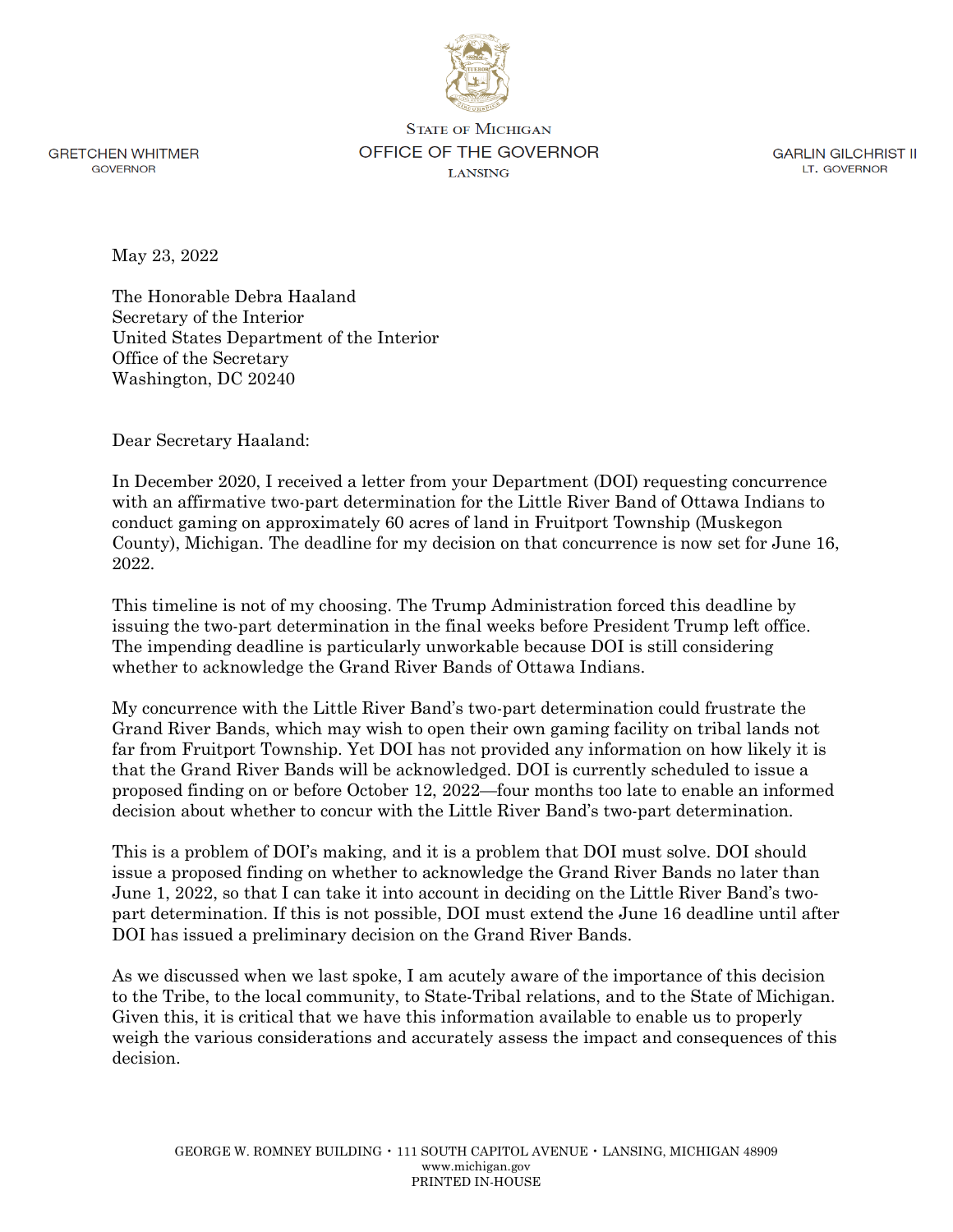STATE OF MICHIGAN
OFFICE OF THE GOVERNOR
LANSING

GRETCHEN WHITMER
GOVERNOR

GARLIN GILCHRIST II
LT. GOVERNOR

May 23, 2022

The Honorable Debra Haaland
Secretary of the Interior
United States Department of the Interior
Office of the Secretary
Washington, DC 20240

Dear Secretary Haaland:

In December 2020, I received a letter from your Department (DOI) requesting concurrence with an affirmative two-part determination for the Little River Band of Ottawa Indians to conduct gaming on approximately 60 acres of land in Fruitport Township (Muskegon County), Michigan. The deadline for my decision on that concurrence is now set for June 16, 2022.

This timeline is not of my choosing. The Trump Administration forced this deadline by issuing the two-part determination in the final weeks before President Trump left office. The impending deadline is particularly unworkable because DOI is still considering whether to acknowledge the Grand River Bands of Ottawa Indians.

My concurrence with the Little River Band's two-part determination could frustrate the Grand River Bands, which may wish to open their own gaming facility on tribal lands not far from Fruitport Township. Yet DOI has not provided any information on how likely it is that the Grand River Bands will be acknowledged. DOI is currently scheduled to issue a proposed finding on or before October 12, 2022—four months too late to enable an informed decision about whether to concur with the Little River Band's two-part determination.

This is a problem of DOI's making, and it is a problem that DOI must solve. DOI should issue a proposed finding on whether to acknowledge the Grand River Bands no later than June 1, 2022, so that I can take it into account in deciding on the Little River Band's two-part determination. If this is not possible, DOI must extend the June 16 deadline until after DOI has issued a preliminary decision on the Grand River Bands.

As we discussed when we last spoke, I am acutely aware of the importance of this decision to the Tribe, to the local community, to State-Tribal relations, and to the State of Michigan. Given this, it is critical that we have this information available to enable us to properly weigh the various considerations and accurately assess the impact and consequences of this decision.

GEORGE W. ROMNEY BUILDING • 111 SOUTH CAPITOL AVENUE • LANSING, MICHIGAN 48909
www.michigan.gov
PRINTED IN-HOUSE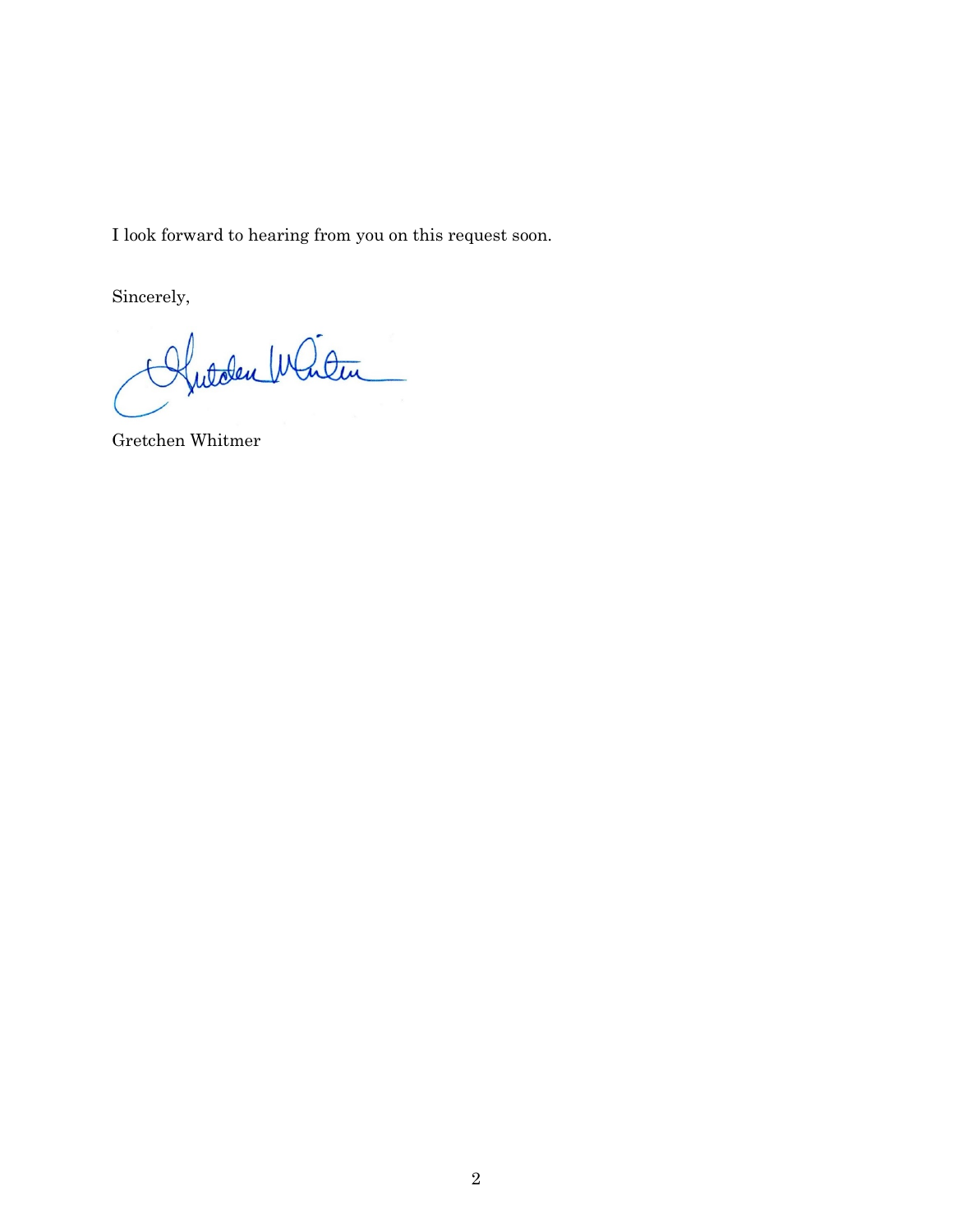I look forward to hearing from you on this request soon.

Sincerely,

Gretchen Whitmer